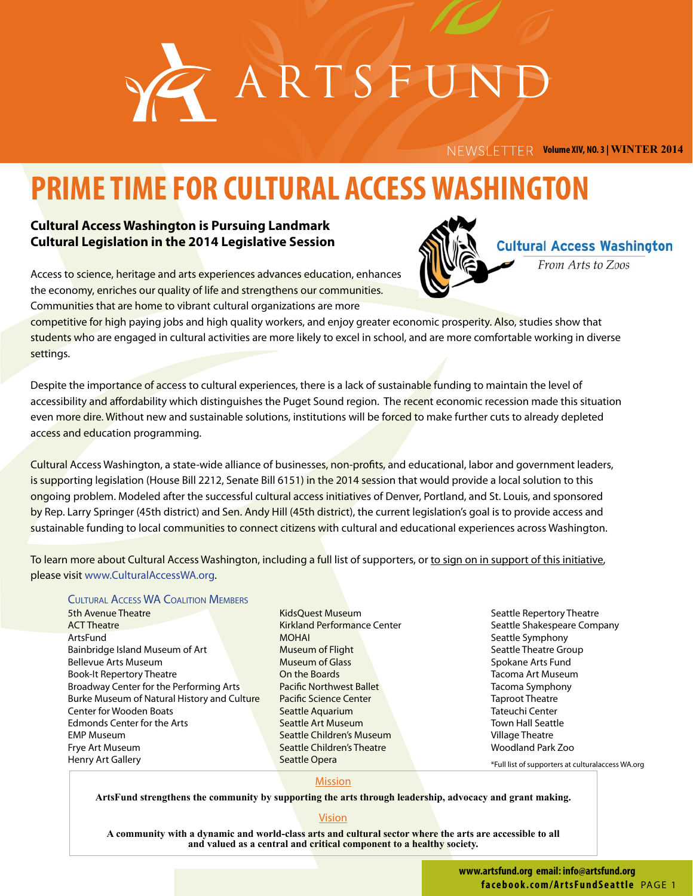# ARTSFUND

NEWSLETTER Volume XIV, NO. 3 | WINTER 2014

# PRIME TIME FOR CULTURAL ACCESS WASHINGTON

**Cultural Access Washington is Pursuing Landmark Cultural Legislation in the 2014 Legislative Session**

Cultural Access Washington
*From Arts to Zoos*

Access to science, heritage and arts experiences advances education, enhances the economy, enriches our quality of life and strengthens our communities. Communities that are home to vibrant cultural organizations are more competitive for high paying jobs and high quality workers, and enjoy greater economic prosperity. Also, studies show that students who are engaged in cultural activities are more likely to excel in school, and are more comfortable working in diverse settings.

Despite the importance of access to cultural experiences, there is a lack of sustainable funding to maintain the level of accessibility and affordability which distinguishes the Puget Sound region. The recent economic recession made this situation even more dire. Without new and sustainable solutions, institutions will be forced to make further cuts to already depleted access and education programming.

Cultural Access Washington, a state-wide alliance of businesses, non-profits, and educational, labor and government leaders, is supporting legislation (House Bill 2212, Senate Bill 6151) in the 2014 session that would provide a local solution to this ongoing problem. Modeled after the successful cultural access initiatives of Denver, Portland, and St. Louis, and sponsored by Rep. Larry Springer (45th district) and Sen. Andy Hill (45th district), the current legislation's goal is to provide access and sustainable funding to local communities to connect citizens with cultural and educational experiences across Washington.

To learn more about Cultural Access Washington, including a full list of supporters, or to sign on in support of this initiative, please visit www.CulturalAccessWA.org.

### Cultural Access WA Coalition Members

- 5th Avenue Theatre
- ACT Theatre
- ArtsFund
- Bainbridge Island Museum of Art
- Bellevue Arts Museum
- Book-It Repertory Theatre
- Broadway Center for the Performing Arts
- Burke Museum of Natural History and Culture
- Center for Wooden Boats
- Edmonds Center for the Arts
- EMP Museum
- Frye Art Museum
- Henry Art Gallery
- KidsQuest Museum
- Kirkland Performance Center
- MOHAI
- Museum of Flight
- Museum of Glass
- On the Boards
- Pacific Northwest Ballet
- Pacific Science Center
- Seattle Aquarium
- Seattle Art Museum
- Seattle Children's Museum
- Seattle Children's Theatre
- Seattle Opera
- Seattle Repertory Theatre
- Seattle Shakespeare Company
- Seattle Symphony
- Seattle Theatre Group
- Spokane Arts Fund
- Tacoma Art Museum
- Tacoma Symphony
- Taproot Theatre
- Tateuchi Center
- Town Hall Seattle
- Village Theatre
- Woodland Park Zoo

*Full list of supporters at culturalaccess WA.org

---

**Mission**

**ArtsFund strengthens the community by supporting the arts through leadership, advocacy and grant making.**

**Vision**

**A community with a dynamic and world-class arts and cultural sector where the arts are accessible to all and valued as a central and critical component to a healthy society.**

---

**www.artsfund.org email: info@artsfund.org**
**facebook.com/ArtsFundSeattle**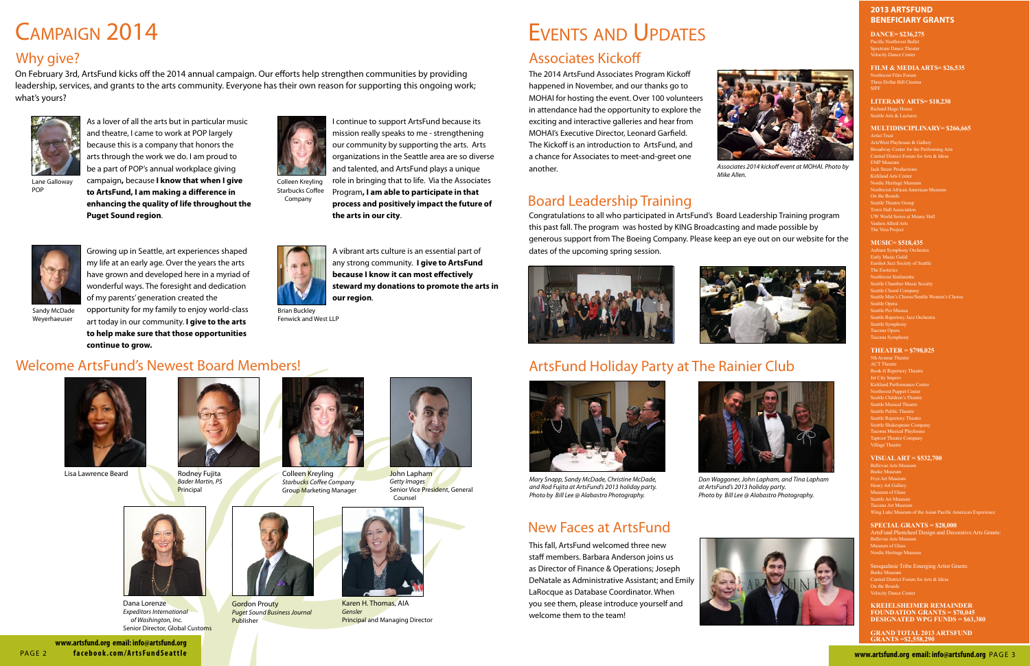# Campaign 2014

## Why give?

On February 3rd, ArtsFund kicks off the 2014 annual campaign. Our efforts help strengthen communities by providing leadership, services, and grants to the arts community. Everyone has their own reason for supporting this ongoing work; what's yours?

Lane Galloway
POP

As a lover of all the arts but in particular music and theatre, I came to work at POP largely because this is a company that honors the arts through the work we do. I am proud to be a part of POP's annual workplace giving campaign, because **I know that when I give to ArtsFund, I am making a difference in enhancing the quality of life throughout the Puget Sound region**.

Colleen Kreyling
Starbucks Coffee Company

I continue to support ArtsFund because its mission really speaks to me - strengthening our community by supporting the arts. Arts organizations in the Seattle area are so diverse and talented, and ArtsFund plays a unique role in bringing that to life. Via the Associates Program**, I am able to participate in that process and positively impact the future of the arts in our city**.

Sandy McDade
Weyerhaeuser

Growing up in Seattle, art experiences shaped my life at an early age. Over the years the arts have grown and developed here in a myriad of wonderful ways. The foresight and dedication of my parents' generation created the opportunity for my family to enjoy world-class art today in our community. **I give to the arts to help make sure that those opportunities continue to grow.**

Brian Buckley
Fenwick and West LLP

A vibrant arts culture is an essential part of any strong community. **I give to ArtsFund because I know it can most effectively steward my donations to promote the arts in our region**.

## Welcome ArtsFund's Newest Board Members!

Lisa Lawrence Beard

Rodney Fujita
*Bader Martin, PS*
Principal

Colleen Kreyling
*Starbucks Coffee Company*
Group Marketing Manager

John Lapham
*Getty Images*
Senior Vice President, General Counsel

Dana Lorenze
*Expeditors International of Washington, Inc.*
Senior Director, Global Customs

Gordon Prouty
*Puget Sound Business Journal*
Publisher

Karen H. Thomas, AIA
*Gensler*
Principal and Managing Director

www.artsfund.org email: info@artsfund.org
facebook.com/ArtsFundSeattle

# Events and Updates

## Associates Kickoff

The 2014 ArtsFund Associates Program Kickoff happened in November, and our thanks go to MOHAI for hosting the event. Over 100 volunteers in attendance had the opportunity to explore the exciting and interactive galleries and hear from MOHAI's Executive Director, Leonard Garfield. The Kickoff is an introduction to ArtsFund, and a chance for Associates to meet-and-greet one another.

*Associates 2014 kickoff event at MOHAI. Photo by Mike Allen.*

## Board Leadership Training

Congratulations to all who participated in ArtsFund's Board Leadership Training program this past fall. The program was hosted by KING Broadcasting and made possible by generous support from The Boeing Company. Please keep an eye out on our website for the dates of the upcoming spring session.

## ArtsFund Holiday Party at The Rainier Club

*Mary Snapp, Sandy McDade, Christine McDade, and Rod Fujita at ArtsFund's 2013 holiday party. Photo by Bill Lee @ Alabastro Photography.*

*Dan Waggoner, John Lapham, and Tina Lapham at ArtsFund's 2013 holiday party. Photo by Bill Lee @ Alabastro Photography.*

## New Faces at ArtsFund

This fall, ArtsFund welcomed three new staff members. Barbara Anderson joins us as Director of Finance & Operations; Joseph DeNatale as Administrative Assistant; and Emily LaRocque as Database Coordinator. When you see them, please introduce yourself and welcome them to the team!

### 2013 ArtsFund Beneficiary Grants

**DANCE= $236,275**
Pacific Northwest Ballet
Spectrum Dance Theater
Velocity Dance Center

**FILM & MEDIA ARTS= $26,535**
Northwest Film Forum
Three Dollar Bill Cinema
SIFF

**LITERARY ARTS= $18,230**
Richard Hugo House
Seattle Arts & Lectures

**MULTIDISCIPLINARY= $266,665**
Artist Trust
ArtsWest Playhouse & Gallery
Broadway Center for the Performing Arts
Central District Forum for Arts & Ideas
EMP Museum
Jack Straw Productions
Kirkland Arts Center
Nordic Heritage Museum
Northwest African American Museum
On the Boards
Seattle Theatre Group
Town Hall Association
UW World Series at Meany Hall
Vashon Allied Arts
The Vera Project

**MUSIC= $518,435**
Auburn Symphony Orchestra
Early Music Guild
Earshot Jazz Society of Seattle
The Esoterics
Northwest Sinfonietta
Seattle Chamber Music Society
Seattle Choral Company
Seattle Men's Chorus/Seattle Women's Chorus
Seattle Opera
Seattle Pro Musica
Seattle Repertory Jazz Orchestra
Seattle Symphony
Tacoma Opera
Tacoma Symphony

**THEATER = $798,025**
5th Avenue Theatre
ACT Theatre
Book-It Repertory Theatre
Jet City Improv
Kirkland Performance Center
Northwest Puppet Center
Seattle Children's Theatre
Seattle Musical Theatre
Seattle Public Theater
Seattle Repertory Theatre
Seattle Shakespeare Company
Tacoma Musical Playhouse
Taproot Theatre Company
Village Theatre

**VISUAL ART = $532,700**
Bellevue Arts Museum
Burke Museum
Frye Art Museum
Henry Art Gallery
Museum of Glass
Seattle Art Museum
Tacoma Art Museum
Wing Luke Museum of the Asian Pacific American Experience

**SPECIAL GRANTS = $28,000**
ArtsFund Plestcheeff Design and Decorative Arts Grants:
Bellevue Arts Museum
Museum of Glass
Nordic Heritage Museum

Snoqualmie Tribe Emerging Artist Grants:
Burke Museum
Central District Forum for Arts & Ideas
On the Boards
Velocity Dance Center

**KREIELSHEIMER REMAINDER FOUNDATION GRANTS = $70,045**
**DESIGNATED WPG FUNDS = $63,380**

**GRAND TOTAL 2013 ARTSFUND GRANTS =$2,558,290**

www.artsfund.org email: info@artsfund.org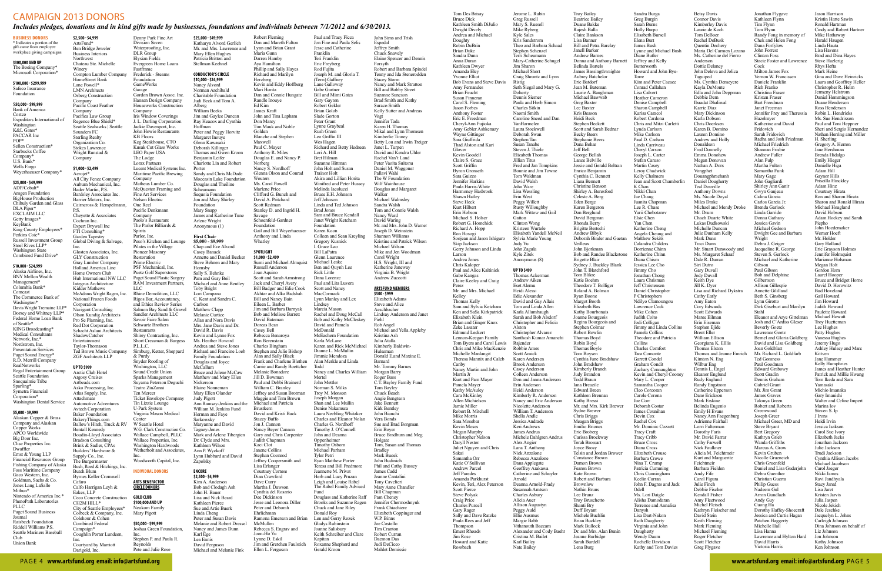# CAMPAIGN 2013 DONORS

*Includes pledges, donations and in kind gifts made by businesses, foundations and individuals between 7/1/2012 and 6/30/2013.*

## BUSINESS DONORS

\* Indicates a portion of the gift came from employee workplace giving campaigns

### $300,000 AND UP

The Boeing Company*
Microsoft Corporation*

### $100,000 - $299,999

Safeco Insurance Foundation

### $50,000 - $99,999

Bank of America
Costco
Expeditors International of Washington
K&L Gates*
PACCAR Inc
POP*
Sellen Construction*
Starbucks Coffee Company*
U.S. Bank*
Wells Fargo
Weyerhaeuser Company*

### $25,000 - $49,999

ADP/Cobalt*
Amgen Foundation
BigHouse Production
Chihuly Garden and Glass
DLA Piper*
EXCLAIM LLC
Getty Images*
KeyBank
King County Employees*
Perkins Coie*
Russell Investment Group
Steel Rives LLP*
Washington State Combined Fund Drive*

### $10,000 - $24,999

Alaska Airlines, Inc.
BNY Mellon Wealth Management*
Columbia Bank*
Comcast
The Commerce Bank of Washington*
Davis Wright Tremaine LLP*
Dorsey and Whitney LLP*
Federal Home Loan Bank of Seattle*
KING Broadcasting*
Medical Consultants Network, Inc.*
Nordstrom, Inc.
Presentation Services
Puget Sound Energy*
R.D. Merrill Company
RealNetworks
Regal Entertainment Group
Seattle Foundation
Snoqualmie Tribe
Sparling*
Symetra Financial Corporation*
Washington Dental Service

### $5,000 - $9,999

Alaskan Copper & Brass Company and Alaskan Copper Works
APCO Worldwide
Big Door Inc.
Clise Properties Inc.
Dwaffler
Ernst & Young LLP
Financial Resources Group
Fishing Company of Alaska
Foss Maritime Company
Gaco Western, Inc.
Goldman, Sachs & Co.
Jones Lang LaSalle
Mithun*
Nintendo of America Inc.*
PhenoPath Laboratories PLLC
Puget Sound Business Journal
Raisbeck Foundation
Riddell Williams P.S.
Seattle Mariners Baseball Club
Union Bank

### $2,500 - $4,999

ArtsFund*
Ben Bridge Jeweler
Business Interiors Northwest
Chateau Ste. Michelle Winery
Compton Lumber Company
HomeStreet Bank
Lane Powell*
LMN Architects
Osberg Construction Company
Pacific Coast Feather Company
Pacifica Law Group
Regence Blue Shield*
Seattle Seahawks | Seattle Sounders FC
Sterling Realty Organization Co.
Stokes Lawrence
Wright Runstad & Company

### $1,000 - $2,499

Aerojet*
All City Fence Company
Auburn Mechanical, Inc.
Bader Martin, P.S.
Bardsley Associates Inc.
Barrier Motors, Inc.
Cairncross & Hempelmann, P.S.
Cheyette & Associates
Cochran Inc.
Expert Drywall Inc
FTI Consulting*
Garden Tapestry
Global Diving & Salvage, Inc.
Glosten Associates, Inc.
GLY Construction
Gray Lumber Company
Holland America Line
Home Owners Club
Hub International NW LLC
Integrus Architecture
Kidder Mathews
McAdams Wright Ragen, Inc.
National Frozen Foods Corporation
Navigant Consulting
Olson Kundig Architects
Pro Se Planning, Inc.
Red Dot Corporation
Schacht Aslani Architects
ShadowCatcher Entertainment
Taylor-Thomason
Ted Brown Music Company
ZGF Architects LLP

### UP TO $999

Arctic Club Hotel
Argosy Cruises
Artbeads.com
Asko Processing, Inc.
Atlas Supply, Inc.
Attachmate
Automotive Adventures
Avtech Corporation
Baker Foundation
BakeryThings.com
Ballew's Hitch, Truck & RV
Bentall Kennedy
Boudin-Lloyd Associates
Bradson Consulting
Brink & Sadler, CPAs
Builders' Hardware & Supply Co., Inc.
The Burgermaster
Bush, Roed & Hitchings, Inc.
Butch Blum
Byrnes Keller Cromwell
Cafaro
Calfo Harrigan Leyh & Eakes, LLP
Ceco Concrete Construction
CH2M HILL*
City of Seattle Employees*
Colbeck & Company, Inc.
Colehour & Cohen
Combined Federal Campaign*
Coughlin Porter Lundeen, Inc.
Courtyard by Marriott
Darigold, Inc.
Denny Park Fine Art
Division Seven Waterproofing, Inc.
DLR Group
Elysian Fields
Evergreen Home Loans
Fastframe
Frederick - Steams Foundation
GameWorks
Garage
Gordon Brown Assoc. Inc.
Hansen Design Company
Houseworks Construction Company
Iris Window Coverings
J. L. Darling Corporation
Jackie Davenport, Inc.
John Howie Restaurants
KB Floors
Keg Steakhouse, CTO
Kusak Cut Glass Works
LEO Paper USA
The Lodge
Lorax Partners
Lucent Medical Systems Inc.
Maritime Pacific Brewing Company
Matheus Lumber Co.
McQuesten Framing and Fine Art Services
Nelson Electric
One Reel
Pacific Denkmann Company
Paolo's Restaurant
The Parlor Billiards & Spirits
Parlor, Inc.
Peso's Kitchen and Lounge
Pilates in the Village
Pioneer Masonry Restoration
Prime Electric
PSF Mechanical, Inc.
Puetz Golf Superstores
Puget Sound Plastic Surgery
RAM Investment Partners, LLC
Rhine Demolition, LLC
Rigos Bar, Accountancy, and Ethics Review Series
Salmon Bay Sand & Gravel
Sandler Architects LLC
Savoir Faire Salon
Schwartz Brothers Restaurants
Shirey Contracting, Inc.
Short Cressman & Burgess P.L.L.C.
Simburg, Ketter, Sheppard & Purdy
Snyder Roofing of Washington, LLC
Sound Credit Union
Sparks Management
Suyama Peterson Deguchi
Teatro ZinZanni
Ten Mercer
Ticket Envelope Company
Tin Lizzie Lounge
U-Park System
Virginia Mason Medical Center
W Seattle Hotel
W.G. Clark Construction Co.
Wallace Campbell, PLLC
Wallace Properties, Inc.
Washington Hardwoods
Wetherholt and Associates, Inc.
Woodworth Capital, Inc.

## INDIVIDUAL DONORS

### ARTS BENEFACTOR CIRCLE DONORS

### GOLD CLUB $100,000 AND UP

Neukom Family
Mary Pigott

### $50,000 - $99,999

Joshua Green Foundation, Inc.
Stephen P. and Paula R. Reynolds
Pete and Julie Rose

### $25,000 - $49,999

Katharyn Alvord Gerlich
Mr. and Mrs. Lawrence and Mary Ellen Hughes
Patricia Britton and Stellman Keehnel

### CONDUCTOR'S CIRCLE $10,000 - $24,999

Nancy Alvord
Norman Archibald Charitable Foundation
Judi Beck and Tom A. Alberg
William Beeks
Jim and Gaylee Duncan
Ray Heacox and Cynthia Huffman
Peter and Peggy Horvitz
Margaret Inouye
Glenn Kawasaki
Deborah Killinger
Thomas and Gwen Kroon
Benjamin Leifer
Charlotte Lin and Robert Porter
Sandy and Chris McDade
Moccasin Lake Foundation
Douglas and Theiline Scheumann
Sequoia Foundation
Jon and Mary Shirley Foundation
Mary Snapp
James and Katherine Tune
Arlene Wright
Anonymous (1)

### First Chair $5,000 - $9,999

Chap and Eve Alvord
Casey Banack
Annette and Daniel Becker
Steve Behnen and Mary Hornsby
Sally S. Behnke
Pam and Gary Beil
Michael and Anne Bentley
Toby Bright
Lori Campana
C. Kent and Sandra C. Carlson
Matthew Clapp
Melanie Curtice
Allan and Nora Davis
Mrs. Jane Davis and Dr. David R. Davis
Kevin and Lynne Fox
Ms. Heather Howard
Andrea and Steve Jones
Richard and Francine Loeb Family Foundation
Douglas and Joyce McCallum
Bruce and Jolene McCaw
Matthew and Mary Ellen Nickerson
Elaine Nonneman
Mary Ellen Olander
Judy Pigott
Ann Ramsay-Jenkins and the William M. Jenkins Fund
Herman and Faye Sarkowsky
Maryanne and David Tagney-Jones
Mark and Arlene Tibergien
Dr. Clyde and Mrs. Kathleen Wilson
Ann P. Wyckoff
Lynn Hubbard and David Zapolsky

### ENCORE $2,500 - $4,999

Kim A. Anderson
Bob and Clodagh Ash
John H. Bauer
Lisa and Nick Beard
Kathleen Pierce
Sue and Artie Buerk
Linda Cheng
Peter and Susan Davis
Melanie and Robert Dressel
Nancy and James Dunn
Karl Ege
Lea Ennis
David Ferguson
Michael and Melanie Fink
Robert Fleming
Dan and Mareth Fulton
Lynn and Brian Grant
Maria Gunn
Darren Hamby
Aya Hamilton
Phillip and Sally Hayes
Richard and Marilyn Herzberg
Kevin and Eddy Hoffberg
Mari Horita
Dan and Connie Hungate
Randle Inouye
Ed Kim
James Kraft
John and Tina Lapham
Don Marcy
Tim Mauk and Noble Golden
Blanche and Stephen Maxwell
Paul C. Mayer
Anthony R. Miles
Douglas E. and Nancy P. Norberg
Nancy S. Nordhoff
Glenna Olson and Conrad Wouters
Ms. Carol Powell
Marlene Price
Clifford G. Bunch and David A. Pritchard
Scott Redman
Stanley D. and Ingrid H. Savage
Schoenfeld-Gardner Foundation
Gail and Bill Weyerhaeuser
Anthony and Linda Whatley

### SPOTLIGHT $1,000 - $2,499

Sumi and Michael Almquist
Russell Anderson
Joan Aquino
Scott and Sarah Armstrong
Jack and Cheryl Avery
Bill Budger and Edie Cook
Akhtar and Alka Badshah
Bill and Nancy Bain
Eileen L. Barber
Jim and Barbara Barnyak
Bob and Melisse Barrett
David Bateman
Dorcas Bean
Casey Bell
Rebecca Benaroya
Ron Berenstain
Charles Bingham
Stephen and Julie Bishop
Alan and Sally Black
Frank and Charlene Blethen
Carrie and Randy Boettcher
Melanie Bonadeo
Jill D. Bowman
Paul and Debbi Brainerd
William C. Branley
Jeffrey and Susan Brotman
Maggie and Tom Brown
Michael and Patricia Brustkern
David and Kristi Buck
Stacey Buffo
Jon J. Cannon
Nancy Beyer Cannon
Gary and Chris Carpenter
Judith Chapman
Kaci Clot
Janene Collins
Stephan Coonrod
Jeffrey Coopersmith and Lisa Erlanger
Courtney Cortese
Dian Crawford
Dave Curry
Martha J. Dawson
Cynthia del Rosario
Dee Dickinson
Jesse and Leonora Diller
Peter and Deborah Ehrlichman
Ramona Emerson and Brian McMullen
Rebecca S. Engrav and Joon-Ho Yu
Lynne D. Eskil
Jim and Gretchen Faulstich
Ellen L. Ferguson
Paul and Tracy Ficca
Jon Fine and Paula Sellis
Jesse and Catherine Franklin
Teri Franklin
Eric Freyberg
Rod Fujita
Joseph M. and Gloria T. (Terri) Gaffney
Lane Galloway
Gabe Gartner
Bill and Mimi Gates
Gary Gayton
Robert Gekler
Brian Golob
Slade Gorton
Peter Grant
Lynne Graybeal
Rush Green
Leo Griffin III
Wes Hagen
Richard and Betty Hedreen
Lori A. Hill
Bret Hilman
Suzanne Hittman
John Holt and Susan Trainor Holt
Akira and Lillian Horita
Winifred and Peter Hussey
Melinda Iacolucci
Bruce E.H. Johnson
Jeff Johnson
Linda and Ted Johnson
Brad Jones
Sara and Bruce Kendall
Janet Wright Ketcham Foundation
Karen Koon
Colleen and Sean Kreyling
Gregory Kusnick
J. Grace Lao
Bill LaPatra
Glenn Laurence
Michael Leake
Ben and Quynh Lee
Rick Little
Dana Lorenze
Paul and Lita Luvera
Scott and Nancy MacCormack
Lynn Manley and Lex Lindsey
Marcia Mason
Rachel and Doug McCall
Bob and Kathy McCleskey
David and Pamela McDonald
McEachern Foundation
Karla McLane
Karen and Rick McMichael
Dianne L. McMullin
Jimmie Mendoza
Alan Merkle and Linda Todd
Nancy and Charles William Mertel
John Mettler
Norman S. Milks
Troy M. Monson
Joseph Morgan
Shan and Lee Mullin
Denise Nakamura
Laura Neebling Whitaker
Charles and Eleanor Nolan
Charles G. Nordhoff
Timothy J. O'Connell
John and Deanna Oppenheimer
Timothy Osborn
Michael Parham
Tyler Petri
Ryan Matthew Porter
Teresa and Bill Predmore
Jeannette M. Privat
Herb and Lucy Pruzan
Leigh and Louise Rabel
The Rabel Family Advised Fund
Douglass and Katherine Raff
Brooks and Suzanne Ragen
Chuck and Jane Riley
Donald Roy
Len and Gerry Rozek
Gladys Rubinstein
Joanne Salisbury
Keith Schreiber and Clare Kapitan
Roxanne Shepherd and Gerald Kroon
John Sims and Trish Espedal
Jeffrey Smith
Chuck Snavely
Elaine Spencer and Dennis Forsyth
Robert and Barbara Spindel
Tenny and Ida Stenerodden
Stacey Storm
Nancy and Mark Stratton
Bill and Bobby Street
Suzanne Suneson
Brad Smith and Kathy Surace-Smith
Kelly Sutter and Andreas Vogt
Jennifer Tada
Karen H. Thomas
Mikal and Lynn Thomsen
Kimberlie Tinney
Betty Lou and Irwin Treiger
Janet L. Turpen
David and Kendra Uhler
Rachel Van't Land
Peter Vaoita Suitonu
Daniel M. Waggoner
Pallavi Wahi
The W Foundation
Wilf Wainhouse
Douglas and Margaret Walker
Michael Walmsley
Sandra Walsh
Tom and Connie Walsh
Nancy Ward
David Waring
Mr. and Mrs. John D. Warner
Joseph D. Weinstein
Shannon Williams
Kristine and Patrick Wilson
Michael Wilson
Mike and Jen Woodman
Carol Wright
H.S. Wright, III and Katherine Janeway
Virginia B. Wright
Andrew Zuccotti

### ARTSFUND MEMBERS $500 - $999

Elizabeth Adams
Steve and Alice Aeschbacher
Lindsay Anderson and Janet Piehl
Rob Angel
Michael and Yella Appleby
Kristina Ash
Julia Atalla
Kimberly Baldwin-Hulseman
Donald E. and Maxine E. Barnard
Mr. Tommy Barnes
Morgan Barry
Roger Bass
C.T. Bayley Family Fund
Tom Bayley
Chuck Beach
Angie Bengtson
Jake Bennett
Kirk Bentley
John Bianchi
Vera Bonds
Sue and Brad Borgman
Erin Boyer
Bruce Bradburn and Meg Holgate
Tom, Susan and Thomas Bradley
Mark Bucek
John Budnich
Phil and Cathy Bussey
James Cadd
Jeanne Cantalini
Tony Cavelieri
Mary Anne Chandler
Bill Chapman
Pam Cheney
Jennifer Chermoshnyuk
Frank Chiachiere
Elizabeth Coppinger and W.P. Binns
Joe Costello
Tim Cranton
Robert Curran
Daemon Das
Judi DeCicco
Mahlet Demissie
Tom Des Brisay
Bruce Dick
Kathleen Smith DiJulio
Dwight Dively
Andrea and Michael Doughty
Robin DuBrin
Brian Duke
Sandra Dunn
Anna Duran
Kathleen Dwyer
Amanda Eley
Yvonne Elliot
Bob Evans and Steve Davis
Amy Fernandes
Brian Feucht
Susan Fineran
Carol S. Fleming
Jason Forbes
Anthony Foster
Eric E. Freedman
Cheryl-Ann Fujioka
Amy Gebler Ashkenazy
Wayne Gittinger
Sara Giuffrida
Thad Alston and Kari Glover
Kevin Goodell
Claire S. Grace
Scott Griffin
Byron Gronseth
Sara Guizzo
Jennifer Harkins
Paula Harris-White
Harmoney Hasbrook
Shawn Hatley
Steve Heck
Kurt Hilbert
Erin Hobson
Michael S. Holser
Robert G. Homchick
Richard A. Hopp
Ron Hosogi
Soojean and Jason Ishiguro
Skip Jackson
Gerry Johnson and Linda Larson
Andrea Jones
Chris Kaloper
Paul and Alice Kaltinick
Gabe Kangas
Claire Keeley and Craig Perez
Mr. and Mrs. Michael Kelley
Thomas Kelly
Sam and Sylvia Ketcham
Ken and SaSa Kirkpatrick
Elizabeth Klein
Brian and Ginger Knox
Zeke Lasater
Edmund Leckert
Lennon-Keegan Family
Tom Byers and Carol Lewis
Chris and Mike MacKenzie
Michelle Manlangit
Theresa Mannix and Caleb Canby
Nancy Martin and John Martin Jr
Kurt and Pam Mayer
Pamela Mayer
Kathy McAuley
Cara McKinley
Allen Michielsen
Jamie Miller
Robert B. Mitchell
Mike Morris
Sara Mosebar
Kevin Moses
Megan Murphy
Christopher Nelson
Daryll Nestor
Juliet Nguyen and Chris Sakai
Samantha Orr
Katie O'Sullivan
Andrew Parcel
Jeff Paredes
Amanda Parkhurst
Kevin, Teri, Alex Peterson
Scott Pierce
Steve Polyak
Craig Price
Charles Purcell
Gary Rager
Sally and Dave Ratzke
Paula Rees and Jeff Thompson
Ernest Rhoads
Jim Rose
Howard and Katie Rossbach
Jerome L. Rubin
Greg Russell
Mary S. Russell
Mike Ryberg
Kyle Sales
Kris Sandstrom
Theo and Barbara Schaad
Stephen Schenzel
Terri Scheumann
Mary-Catherine Schugel
Jim Sharon
Michael Short
Craig Shrontz and Lynn Ratzy
Seth Siegal and Mary G. Doherty
Dennis Siemer
Paula and Herb Simon
Charles Sitkin
Naomi Smith
Caroline Sneed and Dan VanHarmelen
Laura Stockwell
Deborah Swan
Stephen Tan
Susan Tanabe
Steven J. Thiele
Elizabeth Thomas
Jillian Titus
Fred and Jan Tompkins
Bonnie and Jim Towne
Tom Waldman
David Walsh
John Ware
Lisa Wessling
Erin West
Peggy Willett
Rusty Willoughby
Mark Wittow and Gail Gatton
Clinton Wong
Kristeen Wurtele
Elisabeth Yandell McNeil
Sylvia Marie Young
Judy Yu
John Zagula
Kyle Zitek
Anonymous (8)

### UP TO $499

Thomas Ackerman
Andrew Aiken
Eset Alemu
Heidi Alessi
Edie Alexander
David and Gay Allais
Tom and Linda Allen
Karla Allumbaugh
Sarah and Bob Alsdorf
Christopher and Felicia Alston
Christopher Alvarez
Santhosh Kumar Amanchi Rajender
Robbie Ames
Scott Amick
Karen Andersen
Brook Anderson
Casey Anderson
Colleen Anderson
Don and Janna Anderson
Erin Anderson
Heidi Anderson
Kimberly R. Anderson
Nancy and Eric Anderson
Nicolette Anderson
William T. Anderson
Shella Andle
Jessica Andrade
Keri Andrews
James Andrus
Michele Dahlgren Andrus
Alex Angier
Lana T. Anthony
Nick Anzalone
Rebecca Anzalone
Dana Applegate
Geoffrey Arakawa
Catherine and Schuyler Arnold
Deanna Arnold-Frady
Susannah Arntson
Charles Asbury
Alicia Auer
Allison Augustyn
Peggy Auld
Ellie Ausmus
Margie Babb
Vithanouth Baccam
Alexander and Cody Baehr
Cristina M. Bailet
Karl Bailey
Nate Bailey
Troy Bailey
Beatrice Bailey
Duane Bakke
Rajesh Balla
Claire Bankson
Lisa Banner
Bill and Petra Barclay
Janell Barker
Andrew Barnes
Donna and Anthony Barnett
Belinda Bartels
James Bassingthwaighte
Aubrey Batchelor
Eric Batdorf
Jean M. Bateman
Laurie A. Baughman
Michael Bawwab
Greg Baxter
Lee Baxter
Kris Beason
Heidi Beck
Stephen Beckett
Scott and Sarah Bednar
Becky Beers
Stephanie Beers
Dana Behar
Jeff Bell
George Bellah
Lance Belville
Jessie and Gerald Beltran
Enrico Benjamin
Cynthia C. Bennett
Liana Bennett
Christine Benson
Shirley A. Beresford
Celeste A. Berg
Eden Berge
Karen Bergeron
Dan Berglund
David Bergman
Rhonda Berry
Brigitte Bertschi
Andrew Bibyk
Deborah Binder and Gaetan Veilleux
John Bjorkman
Bob and Randee Blackstone
Brigette Blair
Sydney J. Buckley Blank
John T. Blatchford
Tom Blikre
Katie Boehm
Theodore T. Bolliger
Roland A. Bolman
Ryan Boone
Margot Booth
Elizabeth Bos
Kathy Bourbonais
Joanne Bourgeois
Regina Bourgeois and Stephen Colmar
Robert Bowlin
Thomas Boyd
Robin Boyd
Thomas Boyle
Tom Boysen
Cynthia June Bradshaw
John Bradshaw
Kimberly Branch
Judy Brandon
Todd Braun
Iana Breazile
Edward Breen
Kathleen Brennan
Kathy Bresci
Mr. and Mrs. Kirk Brewer
Sydne Brewer
Chris Briggs
Megan Briggs
Emilio Briones
Eric Broberg
Carissa Brockway
Terah Brossart
Joyce Brosy
Telsin and Jordan Brower
Constance Brown
Damon Brown
Fearon Brown
Kate Brown
Robert and Barbara Brownlow
Nathin Bruns
Lee Brunz
Troy Bruschetto
Shanti Bry
Duff Bryant
Michele Buchlin
Brian Buckley
Mark Bullock
Dr. and Mrs. Alan Bunin
Jeanne Burbidge
Sarah Burdell
Lena Burg
Sandra Burga
Greg Burgin
Sarah Burns
Holly Burpo
Elisabeth Bursell
Elena Burt
James Bush
Lynne and Michael Bush
Diane Butler
Jeffrey and Kelly Butterworth
Howard and John Bye-Torre
Kim and Peter Cacace
Conrad Callahan
Lisa Calvert
Heather Cameron
Denise Campbell
Sharon Campbell
Karisa Caracol
Robert Cardona
Chris and Mitzi Carletti
Lynda Carlson
Mike Carlson
Paul D. Carlson
Linda Carriveau
Cheryl Carson
Joseph L. Carter
Stefan Caruso
Martin Casey
Leroy Chadwick
Kelly Chalmers
Jean and Scott Chamberlin
K Chan
Nikki Chan
Jae Chang
Juanita Chapman
Lee R. Chase
Yurii Chebotarov
Elsie Chen
Yan Chen
Katherine Cheng
Angela Cheung and Matthew Sekits
Calandra Childers
Dorrienne Chinn
Katherine Chinn
Diana Chism
Jessica Lee Cho
Jimmy Cho
Jonathan Chong
Laura Chrisman
Jeff Christensen
Daniel Christopher
P Christophers
Ndilyo Clamoungou
Lawrence Cock
Mike Cohen
Judith Coito
Jodi Colligan
Jimmy and Linda Collins
Pamela Collins
Theodore and Patricia Collins
Charles Comfort
Tara Comonte
Garrett Condel
Graham Condit
Zachary Connaughton
Kevin and Cheryl Cooney
Mary L. Cooper
Samantha Cooper
Cleo Corcoran
Carole Corona
Joe Corr
Deborah Costar
James Coutchan
Devin Cox
Rachel Cox
Mr. Dominic Cozzett
Tracy Craft
Tracy Cribb
Bruce Cross
Diana Cross
Elizabeth Crouse
Barbara Crowe
Nina T. Crump
Patricia Cumming
Chris Cunningham
Keelin Curran
John F. Dagres and Jack Odell
Ms. Lori Daigle
Alisha Damodaran
Terrence and Annalisa Danysh
Lisa Dart-Nakon
Ruth Daugherty
Virginia and John Daugherty
Wendy Daum
Rochelle Davidson
Kathy and Tom Davies
Betsy Davis
Connor Davis
Kimberley Davis
Laurie de Koch
Tom DeBoer
Rachel DeBusk
Quentin Dechery
Maria Del Carmen Lozano
Ms. Catherine del Fierro Anderson
Dottie Delaney
John Deleva and Jolica Taguiped
Ms. Cynthia Demeyere
Kayla DeMonte
Edla and John Deppman
Debbie Dem
Ibaadat Dhaliwal
Karrie Diaz
Mary Dickinson
Karla Dobson
Chris Doerksen
Karen B. Domino
Lauren Domino
Andrew and Holly Donaldson
Fred Donnelly
Emma Donohew
Megan Donovan
Nathan A. Dors
Vongphet Douangphrachanh
Daniel Dougherty
Traci Douville
Anthony Downs
Ms. Nicole Doyal
Miles Drake
Michael and Wendy Droke
Mr. Drum
Chach Duarte White
Lukas Dudkowski
Michelle Duncan
Julie Dunham Kelly
Mark Dunn
Traci Dunn
Mr. Stuart Dunwoody and Ms. Margaret Schaaf
Dale R. Durran
Siri Dutro
Gary Duvall
Jody Duvall
Keith Dye
Jill K. Dyer
Lisa and Richard Dykstra
Carly Early
Amy Eaton
Cory Edwards
Scott Edwards
Maree Eilman
Erin Eiseman
Stephen Ejide
Brent Eller
William Ellison
Georgiana K. Elllis
Thomas Elston
Thomas and Jeanne Emrich
Kimton N. Eng
Wilbur Eng
Dennis L. Engel
Eleanor Englund
Rudy Englund
Randy Engstrom
Catherine Epperson
Dane Erickson
Mark Erskine
Belinda Eugenio
Emily H Evans
Nancy Ann Faegenburg
Adrienne Fairhall
Lorri Falterman
Dorothy Faris
Mr. David Farrar
Cathy Farwell
Nick Faulkner
Alicia M. Feichtmeir
Kurt and Marguerite Feichtmeir
Barbara Fielden
Andy Fife
Carol Figura
Julie Finch
Debbie Fischer
Kendall Fisher
Amy Fleetwood
Michel Fleisch
Kathryn Fleischer and David Stein
Keith Fleming
Mark Fleming
Michael Fleming
Roger Fletcher
Scott Fletcher
Greg Flygave
Jonathan Flygave
Kathleen Flynn
Tim Flynn
Tom Flynn
Randy Fong in memory of Chek and Helen Fong
Dana Forfylow
John Forrest
Clinton Foss
Stacie Foster and Lawrence Cock
Milton James Fox
Vernon W. Francissen
Daniele Franklin
Rich Franko
Christina Fraser
Kristen Fraser
Bart Freedman
Janet Freeman
Jennifer Frey and Theressia Hazelmyer
Katherine and David Fridovich
Sarah Fridovich
Radha and Josh Friedman
Michael Friedrich
Shannan Frisbie
Andrew Fuller
Alan Fulp
Martha Fulton
Samantha Funk
Mary Gage
John Gagliardi
Shirley Ann Ganir
Gwyn Ganjeau
Calina Garcia
Carlos Garcia Jr.
Brenda Garlock
Linda Garrido
Donna Gathany
Jessica Gavin
Michael Gedeon
Dwight Gee and Barbara Wright
Debra J. Geiger
Jacqueline R. George
Steven S. Gerlock
Michael and Katherine Gibson
Paul Gibson
Bob and Delphine Gilbertson
Allison Gillespie
Annette Gilliland
Beth S. Ginsberg
Lynn Girotto
Dirk Gisebert and Marilyn Stahl
Eleanor and Arye Gittelman
Josh and C'Ardiss Gleser
Beverly Goetz
Lawrence Goetz
Bernel and Gloria Goldberg
David and Lisa Goldberg
Joan Goldblatt
Mr. Richard L. Goldfarb
Ted Gomness
Paul Goodman
Edward Grabowy
Scott Gradin
Dennis Graham
Gabriel Grant
Mr. Jim Grant
James Graves
Talonya Green
Robert and Roberta Greenwood
Joseph Greer
Michael Greer, MD and Steve Bryant
Bert Gregory
Kathryn Grieb
Wanda Griffiths
Marcus A. Grow
Kevin Gruben
Nicolle Gruenbeich
Chris Gruenfeld
Daniel and Lisa Guderjohn
Debra Guenther
Christian Guerra
Philip Guess
Nadeem Gul
Arron Gundlach
Andy Guy
Cuong Ha
Dorothy Haffey-Shoecraft
Jessica and Curtis Hagan
Patchen Haggerty
Michelle Hall
Lisa Hanna
Lawrence and Hylton Hard
David Harris
Victoria Harris
Jason Harrison
Kristin Harte Sawin
Ronald Hartman
Cindy and Robert Hartner
Mike Hathaway
Harald Haugen
Linda Hauta
Lisa Havens
Brad and Dina Hayes
Steve Hazlerig
Rhys Hefta
Mark Heine
Gina and Dave Heinricks
Laura and Geoffrey Heller
Christopher R. Helm
Jermeny Helstrom
Daniel Hemmingson
Duane Henderson
Ross Henderson
Robin L. Hendricks
Ms. Sue Hendrixson
Paul and Toni Heppner
Sheri and Sergio Hernandez
Nathan Herring and Miller H. Sherling
Gregory A. Herron
Jane Hershman
Brenda Hidalgo
Emily Hieger
Danielle Higa
Adam Hill
Gaynor Hills
Priscilla Hinckley
Adam Hinz
Courtney Hirata
Ron and Sharon Hirata
Sharon and Ronald Hirata
Michael Hoagland
David Hobson
Adam Hockey and Sarah Piepho
John Hoedemaker
Werner Hoeft
Mr. Holder
Gary Holland
Eric Grayson Holmes
Jennifer Holmquist
Marianne Holsman
Megan Holt
Gordon Hom
Laurel Hooper
Bruce and Bridget Horne
David D. Horowitz
Bud Hoveland
Gail Howard
Jim Howard
Judith Howard
Paulette Howard
Michael Howatt
Troy Huetteman
Lee Hughes
Patty Hughes
Vanessa Hughes
Jeremy Hugo
Ashley Hulsey and Marc Kittven
Jane Hummer
Kelly Humphries
James and Heather Hunter
Patrick and Millie Hwang
Tom Ikeda and Sara Yamasaki
Michio Imanaka
Gary Imanishi
Walter and Celine Impert
Marina Iov
Steven Ji. Ip
J Irons
Heidi Irvin
Jessica Isakson
Carol Sue Ivory
Elizabeth Jacks
Jonathan Jackson
Julie Jackson
Trudi Jackson
Cynthia Allison Jacobs
Michael Jacobson
Carol Jaeger
Nikki James
Ravi Jandhyala
Stacy Jared
Lisa Jaret
Kristen Jarvis
Julia Jaspen
Nicole Jekich
Dale Jeschke
Jacquelyn L. Johns
Carleigh Johnson
Dina Johnson on behalf of Liz Johnson
Jon Johnson
Kathy Johnson
Ken Johnson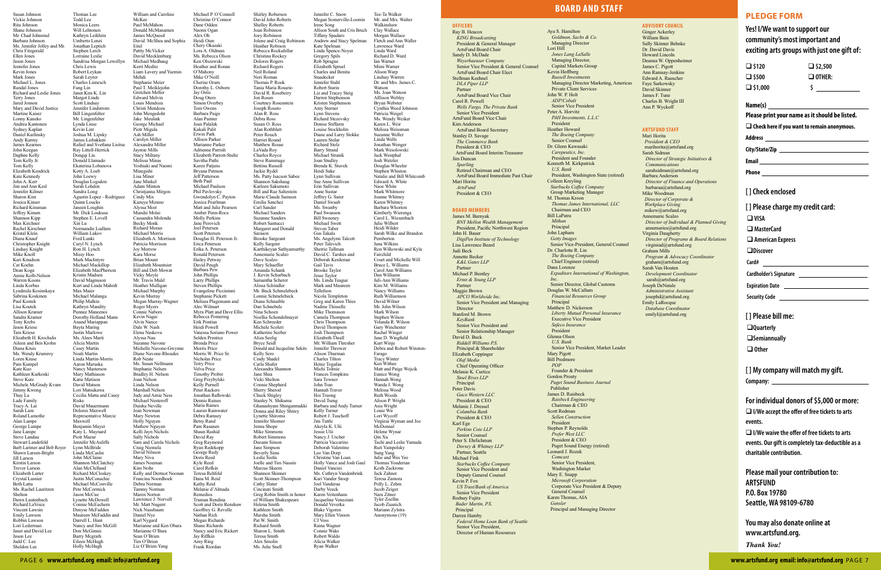Susan Johnson
Vickie Johnson
Rita Johnson
Shane Johnson
Mr. Chad Johnsrud
Barbara Johnson
Ms. Jennifer Jolley and Mr. Chris Fitzgerald
Ellen Jones
Jason Jones
Jennifer Jones
Kevin Jones
Mark Jones
Michael L. Jones
Randal Jones
Richard and Leslie Jones
Terry Jones
Jared Jonson
Mary and David Justice
Martine Kaiser
Lonny Kaneko
Andrea Kantonen
Sydney Kaplan
Daniel Karlinsky
Andy Karmy
James Kearnes
John Keegan
Daphne Kelly
Tom Kelly Jr.
Tom Kelly
Elizabeth Kendrick
Kate Kennedy
John A. Kerr
Jim and Ann Kesl
Jennifer Kilmer
Sharon Kim
Jessica Kinser
Richard Kinsman
Jeffrey Kinum
Shannon Kipp
Max Kirchner
Rachel Kirschner
Kristal Klein
Diana Knauf
Christopher Knight
Lindsay Knight
Mike Knoll
Kari Knudson
Cat Koehn
Dean Koga
Annie Kolb-Nelson
Warren Koons
Linda Korbus
Lyudmila Kosinskaya
Sabrina Koskinen
Paul Kostek
Lisa Koutek
Allison Kramer
Sandra Kramer
Tony Krebs
Jason Kriese
Tara Kriese
Elizabeth H. Krochalis
Aileen and Ben Krohn
Diana Kruis
Ms. Wendy Krumroy
Loren Kruse
Pam Kumpel
Kate Kuo
Kathleen Kurkoski
Steve Kutz
Michele McGrady Kvam
Jimmy Kwong
Thuy La
Lade Family
Tracy A. Lai
Sarah Lam
Roland Lamothe
Alan Lampe
George Lampe
Jane Lampe
Steve Landau
Stewart Landefeld
Barb Larimer and Bob Royer
Shawn Larsen-Bright
Jill Larson
Kirstin Larson
Trevor Larson
Elizabeth Larter
Crystal Lasnier
Beth Latta
Ms. Rachel Lauritzen Shelton
Dawn Lautenbach
Richard LaVoice
Vincent Lawsin
Emily Lawson
Robbin Lawson
Lori Lederman
Janet and David Lee
Jason Lee
Judd C. Lee
Sheldon Lee
Thomas Lee
Todd Lee
Monica Leers
Will Lehtonen
Kathryn Leikhim
Umberto Lenzi
Jonathan Leptich
Stephen Lerch
Lorraine Leslie
Sandrisa Morgan Lewellyn
Chris Lewis
Robert Leykan
Sarah Leyrer
Charles Lienesch
Fang Lin
Janet Kim K. Lin
Margot Linde
Scott Lindsay
Jennifer Lindstrom
Bill Lingenfelter
Mr. Lingenfelter
Lynda Linse
Kevin Lint
Joshua M. Lipsky
James Lisbakken
Rafael and Svetlana Lisitsa
Ray Littell-Herrick
Nongqi Liu
Donald Llamado
Ekaterina Lobanova
Ketty A. Loeb
John Loewy
Douglas Logsdon
Sarah Lohden
Sandra Long
Agustin Lopez - Rodriguez
Quinn Loucks
Janeen Loughin
Mr. Dick Loukusa
Stephen E. Lovell
Xin Lu
Normandie Ludlam
William Lukov
Fred Lunki
Caryl N. Lynch
Ron H. Lynch
Missy Hoy
Mark MacIntyre
Michael Mackillop
Elizabeth MacPherson
Kristin Madsen
David Magnuson
Kurt and Linda Mahrdt
Max Maier
Michael Malanga
Philip Malkin
Kathryn Mandity
Peance Manemoi
Dorothy Holland Mann
Anand Mariappan
Baytu Maring
Justin Marlowe
Ms. Alees Marti
Alicia Martin
Casey Martin
Noah Martin
Linda Martin-Morris
Aaron Maruska
Nancy Masterson
Mary Mathiason
Katie Matson
David Matson
Lori Matsukawa
Cecilia Matta and Casey Riske
David Mauermann
Dolores Maxwell
Representative Marcie Maxwell
Benjamin Mayer
Katy L. Maynard
Piotr Mazur
Jennifer McAuliffe
Lynn McBride
Linda McCaslin
John McClaine
Shannon McClatchey
Alan McClelland
Richard McCloskey
Justin McConachie
Michael McConville
Pete McCormick
Jason McCue
Lynette McDowell
Connie McEachern
Denyse McFadden
Maureen McFaddin and Darrell L. Hunt
Nancy and Jim McGill
Don McGinnis
Barry Mcgrath
Eileen McHugh
Holly McHugh
William and Caroline McKee
Paul McMahon
Donald McManamen
James McQueed
David McShea and Sophia Eitel
Pattty McVicker
David Mecklenburg
Michael Medhaug
Kerri Meditz
Liam Lavery and Yazmin O'Mahony
Mehdi
Stephanie Meier
Paul T. Meiklejohn
Gretchen Meller
Edward Melvin
Louis Mendoza
Christi Mendoza
John Mengedoht
Jake Meulink
George Michael
Piotr Migula
Ash Miller
Carolyn Miller
Alexandra Miller
Jaymie Mills
Stacy Milrany
Melissa Minas
Yoshiaki and Naomi Minegishi
Lisa Miner
Jane Minkel
Adam Minton
Christjanna Mirgon
Cindy Mix
Kazuya Mizuno
Alyssa Moir
Mundsi Molai
Cassandra Molenda
Becky Monk
Richard Moran
Michael Morris
Elizabeth A. Morrison
Patricia Morrison
Joy Morrow
Kara Morse
Brian Mount
Elizabeth Mountsier
Bill and Deb Mowat
Vicky Moyle
Mr. Travis Muld
Heather Mulligan
Michael Murphy
Kevin Murray
Megan Murray-Wagner
Roger Myers
Connie Nabors
Kevin Nagai
Alvin Nance
Dale W. Nash
Elena Naskova
Alyssa Nau
Suzanne Navone
Michelle Navone-Gwynne
Diane Navone-Rhoades
Rob Neate
Ms. Susan Nellmann
Stephanie Nelsen
Bradley H. Nelson
Joan Nelson
Linda Nelson
Marshall Nelson
Judy and Arnie Ness
Michael Nesteroff
Daisha Neville
Jean Newman
Mary Newton
Holly Nguyen
Mathew Nguyen
Kelli Jayn Nichols
Sally Nichols
Sam and Carola Nichols
Craig Niemela
David Nilsson
Mary Niva
James Noeman
Kim Nolte
Kelly and Dermot Noonan
Francina Noordhoek
Debra Norman
Tammy Norman
Maren Norton
Lawrence J. Norvell
Mr. Matt Nugent
Nick Nussbaum
Daniel Nye
Karl Nygard
Marianne and Ken Obara
Marianne O'Bara
Sean O'Brien
Tim O'Brien
Liz O'Brien-Yang
Michael P. O'Connell
Christine O'Connor
Dane Odden
Naomi Ogan
Alex Oh
Heidi Olen
Chery Okazaki
Lora A. Oldman
Ms. Rebecca Olson
Ken Olszewski
Heather and Ronan O'Mahony
Mike O'Neill
Cherise Oram
Dorothy L. Osborn
Jay Ostis
Doug Otero
Simon Overbey
Tom Owens
Barbara Paige
Alan Painter
Joan Palalek
Kakali Palit
Erwin Park
Allison Parker
Marianne Parker
Adrienne Parrish
Elizabeth Parrott-Stultz
Savitha Pathi
Karen Patjens
Bryana Pattmon
Jeff Patterson
Beth Paul
Michael Paulson
Phil Pavlovsky
Gwendolyn C. Payton
Jessica Pearlman
Matt and Julie Pearson
Amber Penn-Roco
Molly Perkins
Jane Perovich
Joel Petersen
Scott Petersen
Douglas H. Peterson Jr.
Erica Peterson
Erika A. Peterson
Ronald Peterson
Hailey Petway
David Peugh
Barbara Pew
John Phillips
Larry Phillips
Steven Phillips
Evangeline Piccininni
Stephanie Pickett
Melissa Plagemann and Alec Wilmart
Myra Platt and Dave Ellis
Rebecca Pomering
Erik Pontius
Heidi Powell
Vanessa Soriano Power
Selden Prentice
Brenda Price
Morris Price
Morris W. Price Sr.
Nicholas Price
Terry Price
Velva Price
Timothy Probst
Greg Przybylski
Kelly Purnell
Peter Rackers
Jonathan Raffewski
Dennis Raines
Maria Raines
Lauren Rainwater
Debra Ramsey
Betsy Rand
Pam Rasanen
Shaun Rashid
David Ray
Greg Raymond
Ryan Redekopp
George Redy
Doris Reed
Kyle Reed
Carol Refkin
Teresa Rehfeld
Dana M. Reid
Kathy Reid
Melanie d'Almada Remedios
Truman Rendina
Scott and Doris Renshaw
Geoffrey G. Revelle
Nathan Rich
Megan Richards
Shane Richards
Nancy and Eric Rickert
Jay Riffkin
Amy Ring
Frank Riordan
Shirley Roberson
David John Roberts
Shelley Roberts
Joan Robinson
Joey Robinson
Jolene and Craig Robinson
Heather Robison
Rebecca Rockafellar
Christina Rockey
Dolores Rogers
Richard Rogers
Neil Roland
Nori Roman
Thomas P. Rook
Tania Maria Rosario
David R. Roseberry
Jon Rosen
Courtney Rosenstein
Joseph Roseto
Alan R. Ross
Debra Ross
Susan O. Ross
Alan Rothblatt
Peter Rouch
Harriet Round
Matthew Rouse
LaVada Roy
Charles Royce
Steve Rummage
Bettina Russell
Jackie Rydel
Ms. Patty Isacson Sabee
Shannon Sakshaug
Karleen Sakumoto
Bill and Rae Saltzstein
Marie-Claude Samson
Emilia Sanchez
Carl Sander
Michael Sanders
Suzanne Sanders
Robert Santucci
Margaret and Donald Sarason
Brooke Sargeant
Kelly Sargent
Karthikeyan Sathyamurthy
Annemarie Scalzo
Dave Scalzo
Mary Schaeffer
Amanda Schank
J. Kevin Scharbach
Samantha Scherer
Alissa Schindler
Mr. Buck Schmelebeck
Lonnie Schmelebeck
Diana Schnaible
Dan Schnebele
Nina Schoen
Noellia Schondelmayer
Ken Schreeder
Michele Scoleri
Katherine Seeber
Aliza Seelig
Bryce Seidl
Donald and Jacqueline Sekits
Kelly Sero
Cindy Shadel
Carla Shafer
Alexandra Shannon
Jane Shea
Vicki Shelton
Connie Shepherd
Sherry Sherod
Chuck Shigley
Stanley N. Shikuma
Ghanashyam Shinganmakki
Donna and Riley Shirey
Lynette Shiroma
Jennifer Shomer
Jenna Shope
Mike Simmons
Robert Simmons
Deeann Simon
Jane Simpson
Beverly Sims
Leslie Sistla
Joelle and Tim Nausin
Marcus Skeem
Shannon Skinner
Scott Skinner-Thompson
Cathy Slater
Cincinati Smith
Greg Robin Smith in honor of William Shakespeare
Helena Smith
Kathleen Smith
Marsha Smith
Pat W. Smith
Richard Smith
Sharon L. Smith
Teresa Smith
Alex Smolin
Ms. Julie Snell
Jennifer C. Snow
Megan Somerville-Loomis
Irene Song
Allison South and Cris Bruch
Tiffany Spadaro
Andrew and Stacy Spelman
Kate Spelman
Linda Spence-Noyer
Gregory Spils
Rob Sprague
Elizabeth Spruel
Charles and Benita Staadecker
Jennifer Stahl
Robert Starin
Liz and Tracey Steig
Darren Stephenson
Kristen Stephenson
Amy Sterner
Lynn Stevens
Richard Stezovsky
Denise Stiffarm
Louise Stoehr
Diane and Larry Stokke
Lauren Stolar
Richard Stolz
Barry Strand
Michael Strunik
Joan Studley
Brenda K. Stuvek
Heidi Suke
Lynn Sullivan
Sue Anne Sullivan
Erin Sullivan
Anne Sustar
Jeffrey G. Suter
Daniel Swaab
Ms. Swanby
Paul Swanson
Bill Sweeney
Michael Swett
Steven Taber
Gus Takala
Ms. Angelynn Talcott
Peter Talevich
Sherrie Tallman
David C. Tambes and Deborah Kerdemar
Gail Tavis
Brooke Taylor
Jesse Taylor
Ms. Linda Teague
Mark and Maureen Tellefson
Nicola Templeton
Greg and Karen Thies
Nadine Thiessle
Mike Thomason
Camela Thompson
Chris Thompson
David Thompson
Josh Thompson
Elizabeth Thrall
Mr. William Thresher
Jennifer Thrower
Alison Thurman
Charles Tilton
Heinz Togafau
Michi Tolmie
Frances Tompkins
Sara Towner
John Tran
Hannah Traver
Hoi Truong
David Tseng
Barbara and Andy Turner
Kelly Turner
Robert J. Tuschoff
Jim Tuttle
Akeyla K. Ulii
Jessie Ulii
Nancy J. Ulcher
Patricia Vaccarino
Deborah Valentine
Leo Van Dorp
Christine Van Loan
Holly Vance and Josh Gaul
Daniel Vancini
Ms. Cathryn Vandenbrink
Kari Vander Stoep
Joel Vanderpa
Darby Veeck
Karen Veitenhans
Jacqueline Veneziani
Donald Veverka
Blake Vigoren
Mary Ellen Vinson
CJ Voss
Raina Wagner
Connie Waks
Robert Waldo
Alicia Walker
Ryan Walker
Tee-Ta Walker
Mr. and Mrs. Walter Walkinshaw
Clay Wallace
Morgan Wallace
Fletch and Ann Waller
Lawrence Ward
Linda Ward
Richard D. Ward
Ian Warner
Mimi Warner
Alison Warp
Lindsay Warren
Dr. and Mrs. James C. Watson
Ms. Joan Watson
Alllison Webley
Bryan Webster
Cynthia Weed Johnson
Patricia Weigel
Ms. Wendy Weiker
Karen L. Weir
Melissa Weissman
Suzanne Weller
Linda Wells
Jonathan Wenger
Mark Wesolowski
Jack Westphal
Josh Wetzler
Douglas Wheeler
Stephen Whiston
Natalie and Bill Whitcomb
Edward A. White
Naoe White
Mark Whitmore
Joanne Whitney
Karen Whitney
Barbara Whorton
Kimberly Wierenga
Carol L. Wiesenbach
Julie Wilbert
Heidi Wilder
Sarah Wilke and Brandon Pemberton
Jana Wilkins
Ron Wilkowski and Kyla Fairchild
Court and Michelle Will
Bruce L. Williams
Carol Ann Williams
Dan Williams
Juli-Ann Williams
Kim M. Williams
Nancy Williams
Ruth Williamson
David Wilner
Mr. John Wilson
Mark Wilson
Stephen Wilson
Yolanda R. Wilson
Gary Winchester
Rachal Winger
Jane D. Wingfield
Kurt Winje
Debra and Robert Winston-Farago
Tracy Winter
Ken Withee
Matt and Paige Wojcik
Eunice Wong
Hannah Wong
Wanda J. Wong
Melissa Wood
Ruth Woods
Alison P. Wright
Asia Wright
Lonie Wu
Lori Wycoff
Virginia Wyman and Joe McDonnal
Helene Wynar
Qin Xu
Tachi and Leslie Yamada
Ruri Yampolsky
Sung Yang
Julie and Wes Yee
Thomas Youderian
Keith Zachrone
Jack Zahner
Teresa Zamora
Polly L. Zehm
Jacob Zeiger
Nara Zittner
Tyler Zoellin
Jacob Zuanich
Mariann Zylstra
Anonymous (19)

# BOARD AND STAFF

## OFFICERS

Ray B. Heacox
*KING Broadcasting*
President & General Manager
ArtsFund Board Chair

Sandy D. McDade
*Weyerhaeuser Company*
Senior Vice President & General Counsel
ArtsFund Board Chair Elect

Stellman Keehnel
*DLA Piper LLP*
Partner
ArtsFund Board Vice Chair

Carol R. Powell
*Wells Fargo, The Private Bank*
Senior Vice President
ArtsFund Board Vice Chair

Kim Anderson
ArtsFund Board Secretary

Stanley D. Savage
*The Commerce Bank*
President & CEO
ArtsFund Board Interim Treasurer

Jim Duncan
*Sparling*
Retired Chairman and CEO
ArtsFund Board Immediate Past Chair

Mari Horita
*ArtsFund*
President & CEO

## BOARD MEMBERS

James M. Barnyak
*BNY Mellon Wealth Management*
President, Pacific Northwest Region

John H. Bauer
*DigiPen Institute of Technology*

Lisa Lawrence Beard

Judi Beck

Annette Becker
*K&L Gates LLP*
Partner

Michael P. Bentley
*Ernst & Young LLP*
Partner

Maggie Brown
*APCO Worldwide Inc.*
Senior Vice President and Managing Director

Stanford M. Brown
*KeyBank*
Senior Vice President and Senior Relationship Manager

David D. Buck
*Riddell Williams P.S.*
Principal & Shareholder

Elizabeth Coppinger
*Olaf Media*
Chief Operating Officer

Melanie K. Curtice
*Stoel Rives LLP*
Principal

Peter Davis
*Gaco Western LLC*
President & CEO

Melanie J. Dressel
*Columbia Bank*
President & CEO

Karl Ege
*Perkins Coie LLP*
Senior Counsel

Peter S. Ehrlichman
*Dorsey & Whitney LLP*
Partner, Seattle

Michael Fink
*Starbucks Coffee Company*
Senior Vice President and Deputy General Counsel

Kevin P. Fox
*US Trust/Bank of America*
Senior Vice President

Rodney Fujita
*Bader Martin, P.S.*
Principal

Darren Hamby
*Federal Home Loan Bank of Seattle*
Senior Vice President, Director of Human Resources

Aya S. Hamilton
*Goldman, Sachs & Co.*
Managing Director

Lori Hill
*Jones Lang LaSalle*
Managing Director, Capital Markets Group

Kevin Hoffberg
*Russell Investments*
Managing Director Marketing, Americas Private Client Services

John W. P. Holt
*ADP/Cobalt*
Senior Vice President

Peter A. Horvitz
*PAH Investments, L.L.C*
President

Heather Howard
*The Boeing Company*
Senior Counsel

Dr. Glenn Kawasaki
*Carepeutics, Inc.*
President and Founder

Kenneth M. Kirkpatrick
*U.S. Bank*
President, Washington State (retired)

Colleen Kreyling
*Starbucks Coffee Company*
Group Marketing Manager

M. Thomas Kroon
*Thomas James International, LLC*
Chairman and CEO

Bill LaPatra
*Mithun*
Principal

John Lapham
*Getty Images*
Senior Vice-President, General Counsel

Dr. Charlotte R. Lin
*The Boeing Company*
Chief Engineer (retired)

Dana Lorenze
*Expeditors International of Washington, Inc.*
Senior Director, Global Customs

Douglas W. McCallum
*Financial Resources Group*
Principal

Matthew D. Nickerson
*Liberty Mutual Personal Insurance*
Executive Vice President

*Safeco Insurance*
President

Glenna Olson
*U.S. Bank*
Senior Vice President, Market Leader

Mary Pigott

Bill Predmore
*POP*
Founder & President

Gordon Prouty
*Puget Sound Business Journal*
Publisher

James D. Raisbeck
*Raisbeck Engineering*
Chairman & CEO

Scott Redman
*Sellen Construction*
President

Stephen P. Reynolds
*Prefer West LLC*
President & CEO
Puget Sound Energy (retired)

Leonard J. Rozek
*Comcast*
Senior Vice President, Washington Market

Mary E. Snapp
*Microsoft Corporation*
Corporate Vice President & Deputy General Counsel

Karen Thomas, AIA
*Gensler*
Principal and Managing Director

## ADVISORY COUNCIL

Ginger Ackerley
William Bain
Sally Skinner Behnke
Dr. David Davis
Howard Lincoln
Deanna W. Oppenheimer
James C. Pigott
Ann Ramsay-Jenkins
Edward A. Rauscher
Faye Sarkowsky
David Skinner
James F. Tune
Charles B. Wright III
Ann P. Wyckoff

## ARTSFUND STAFF

Mari Horita
*President & CEO*
marihorita@artsfund.org

Sarah Sidman
*Director of Strategic Initiatives & Communications*
sarahsidman@artsfund.org

Barbara Anderson
*Director of Finance and Operations*
barbara@artsfund.org

Mike Woodman
*Director of Corporate & Workplace Giving*
mikew@artsfund.org

Annemarie Scalzo
*Director of Individual & Planned Giving*
annemaries@artsfund.org

Virginia Daugherty
*Director of Programs & Board Relations*
virginiad@artsfund.org

Graham Mills
*Program & Advocacy Coordinator*
graham@artsfund.org

Sarah Van Houten
*Development Coordinator*
sarah@artsfund.org

Joseph DeNatale
*Administrative Assistant*
josephd@artsfund.org

Emily LaRocque
*Database Coordinator*
emilyl@artsfund.org

# PLEDGE FORM

**Yes! I/We want to support our community's most important and exciting arts groups with just one gift of:**

- ☐ $120
- ☐ $500
- ☐ $1,000
- ☐ $2,500
- ☐ OTHER: $ ________

**Name(s)** ________

**Please print your name as it should be listed.**

☐ **Check here if you want to remain anonymous.**

**Address** ________

**City/State/Zip** ________

**Email** ________

**Phone** ________

**[ ] Check enclosed**

**[ ] Please charge my credit card:**

- ☐ VISA
- ☐ MasterCard
- ☐ American Express
- ☐ Discover

**Card#** ________

**Cardholder's Signature** ________

**Expiration Date** ________

**Security Code** ________

**[ ] Please bill me:**

- ☐ Quarterly
- ☐ Semiannually
- ☐ Other

**[ ] My company will match my gift.**

**Company:** ________

**For individual donors of $5,000 or more:**

☐ **I/We accept the offer of free tickets to arts events.**

☐ **I/We waive the offer of free tickets to arts events. Our gift is completely tax-deductible as a charitable contribution.**

**Please mail your contribution to:**
**ARTSFUND**
**P.O. Box 19780**
**Seattle, WA 98109-6780**

**You may also donate online at www.artsfund.org.**

***Thank You!***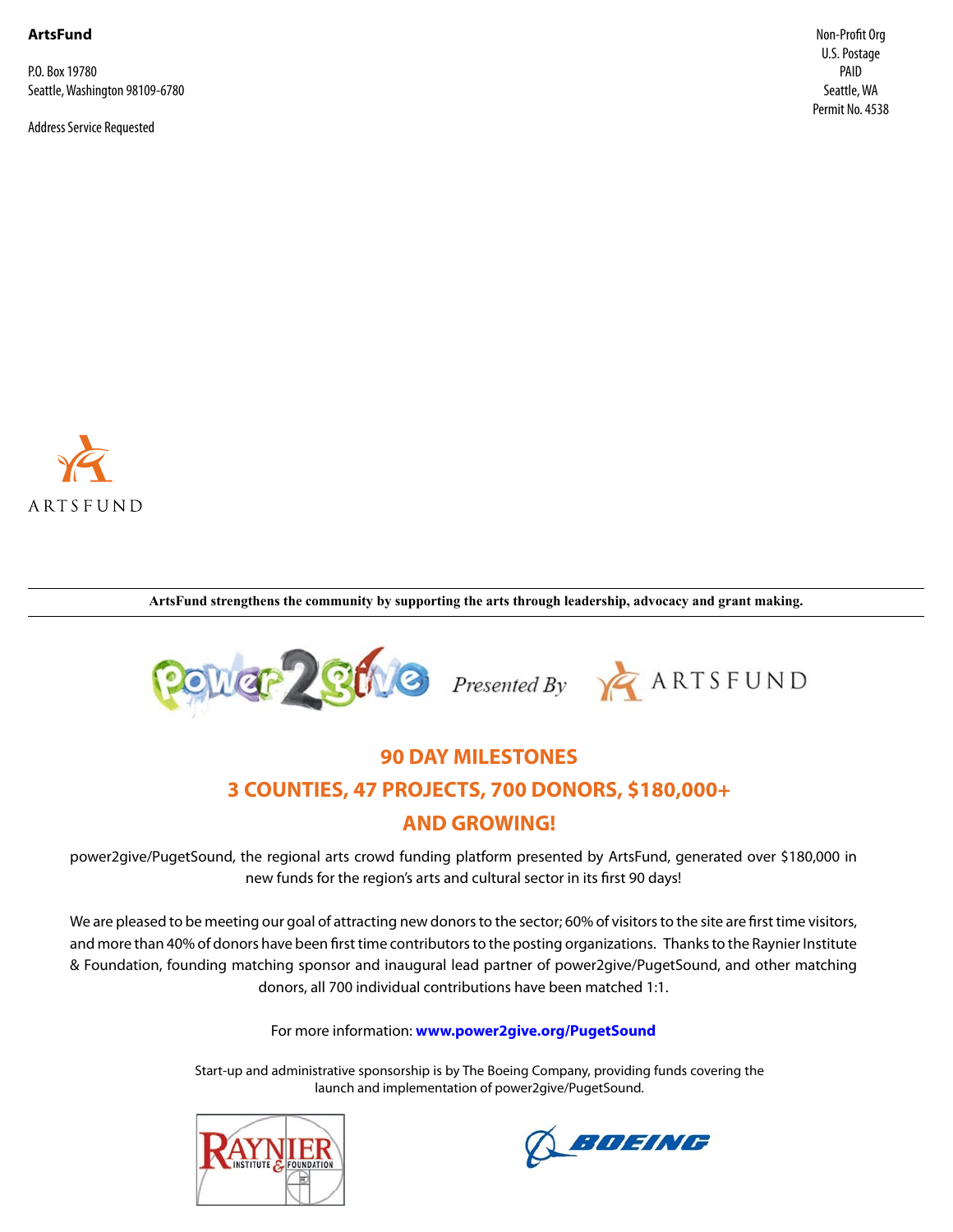**ArtsFund**

P.O. Box 19780
Seattle, Washington 98109-6780

Address Service Requested

Non-Profit Org
U.S. Postage
PAID
Seattle, WA
Permit No. 4538

ARTSFUND

**ArtsFund strengthens the community by supporting the arts through leadership, advocacy and grant making.**

power2give *Presented By* ARTSFUND

## 90 DAY MILESTONES
## 3 COUNTIES, 47 PROJECTS, 700 DONORS, $180,000+
## AND GROWING!

power2give/PugetSound, the regional arts crowd funding platform presented by ArtsFund, generated over $180,000 in new funds for the region's arts and cultural sector in its first 90 days!

We are pleased to be meeting our goal of attracting new donors to the sector; 60% of visitors to the site are first time visitors, and more than 40% of donors have been first time contributors to the posting organizations. Thanks to the Raynier Institute & Foundation, founding matching sponsor and inaugural lead partner of power2give/PugetSound, and other matching donors, all 700 individual contributions have been matched 1:1.

For more information: **www.power2give.org/PugetSound**

Start-up and administrative sponsorship is by The Boeing Company, providing funds covering the launch and implementation of power2give/PugetSound.

RAYNIER INSTITUTE & FOUNDATION

BOEING